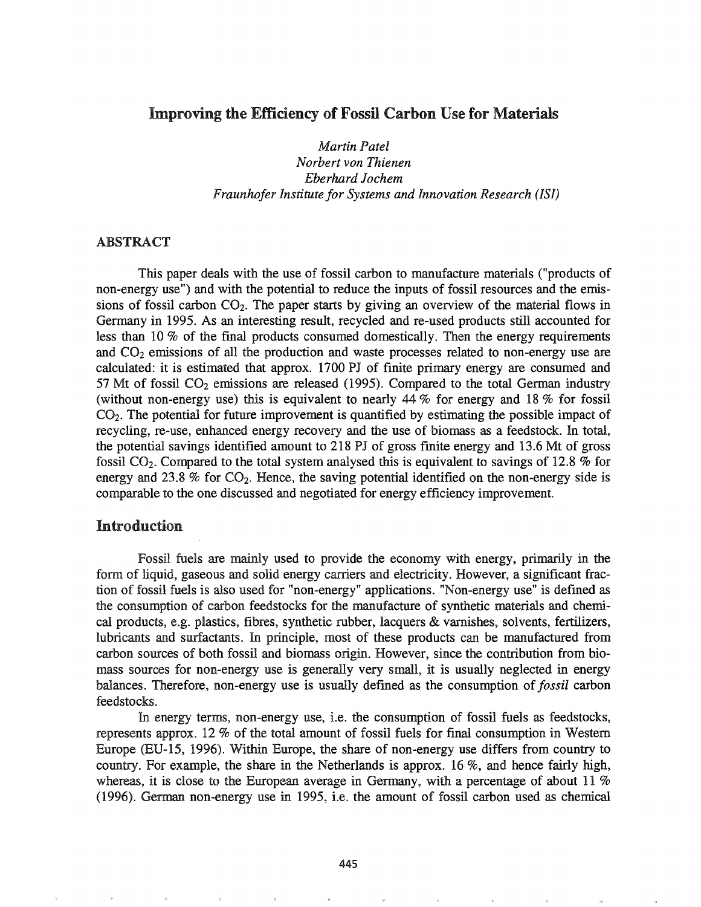# Improving the Efficiency of Fossil Carbon Use for Materials

*Martin Patel*
*Norbert von Thienen*
*Eberhard Jochem*
*Fraunhofer Institute for Systems and Innovation Research (ISI)*

## ABSTRACT

This paper deals with the use of fossil carbon to manufacture materials ("products of non-energy use") and with the potential to reduce the inputs of fossil resources and the emissions of fossil carbon $CO_2$. The paper starts by giving an overview of the material flows in Germany in 1995. As an interesting result, recycled and re-used products still accounted for less than 10 % of the final products consumed domestically. Then the energy requirements and $CO_2$ emissions of all the production and waste processes related to non-energy use are calculated: it is estimated that approx. 1700 PJ of finite primary energy are consumed and 57 Mt of fossil $CO_2$ emissions are released (1995). Compared to the total German industry (without non-energy use) this is equivalent to nearly 44 % for energy and 18 % for fossil $CO_2$. The potential for future improvement is quantified by estimating the possible impact of recycling, re-use, enhanced energy recovery and the use of biomass as a feedstock. In total, the potential savings identified amount to 218 PJ of gross finite energy and 13.6 Mt of gross fossil $CO_2$. Compared to the total system analysed this is equivalent to savings of 12.8 % for energy and 23.8 % for $CO_2$. Hence, the saving potential identified on the non-energy side is comparable to the one discussed and negotiated for energy efficiency improvement.

## Introduction

Fossil fuels are mainly used to provide the economy with energy, primarily in the form of liquid, gaseous and solid energy carriers and electricity. However, a significant fraction of fossil fuels is also used for "non-energy" applications. "Non-energy use" is defined as the consumption of carbon feedstocks for the manufacture of synthetic materials and chemical products, e.g. plastics, fibres, synthetic rubber, lacquers & varnishes, solvents, fertilizers, lubricants and surfactants. In principle, most of these products can be manufactured from carbon sources of both fossil and biomass origin. However, since the contribution from biomass sources for non-energy use is generally very small, it is usually neglected in energy balances. Therefore, non-energy use is usually defined as the consumption of *fossil* carbon feedstocks.

In energy terms, non-energy use, i.e. the consumption of fossil fuels as feedstocks, represents approx. 12 % of the total amount of fossil fuels for final consumption in Western Europe (EU-15, 1996). Within Europe, the share of non-energy use differs from country to country. For example, the share in the Netherlands is approx. 16 %, and hence fairly high, whereas, it is close to the European average in Germany, with a percentage of about 11 % (1996). German non-energy use in 1995, i.e. the amount of fossil carbon used as chemical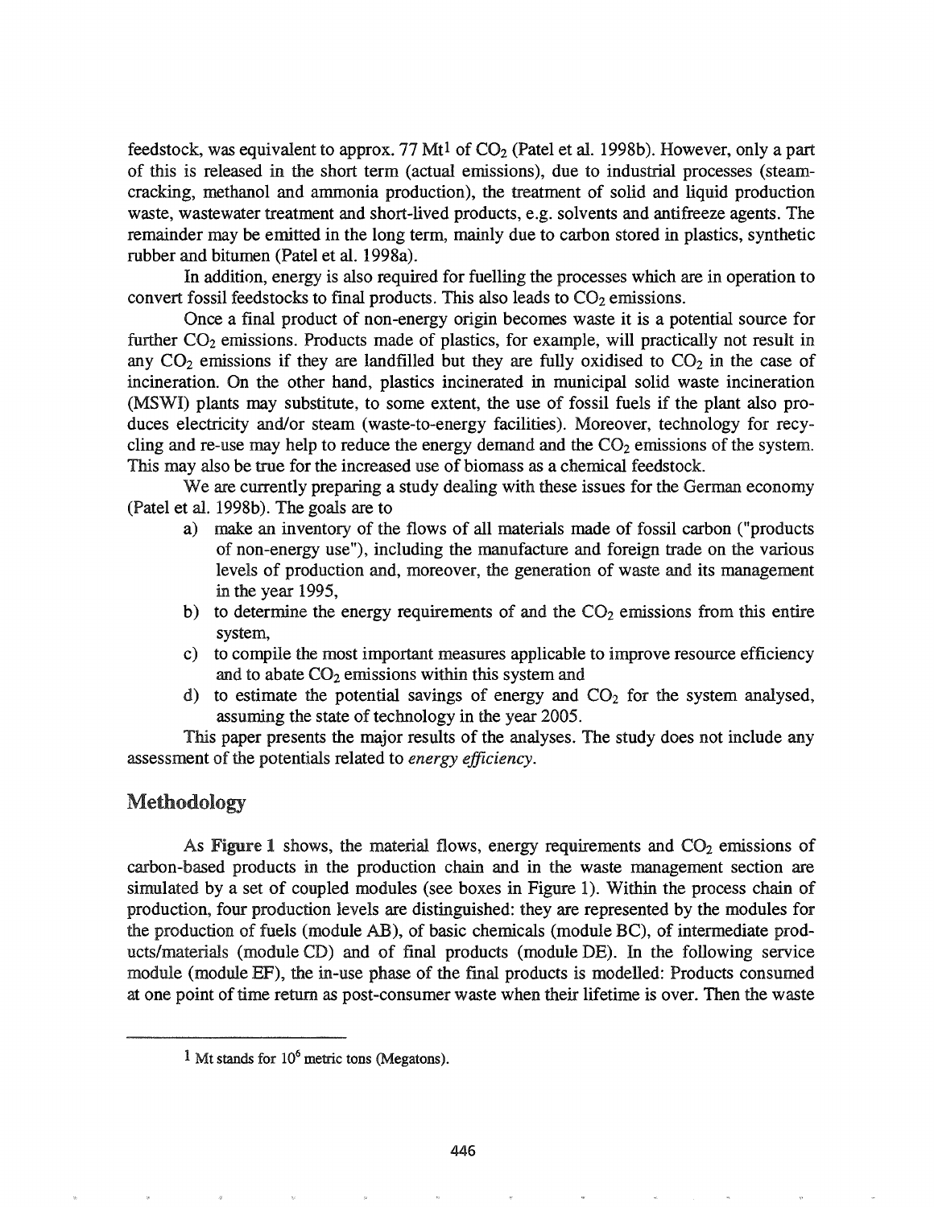feedstock, was equivalent to approx. 77 Mt[1] of $CO_2$ (Patel et al. 1998b). However, only a part of this is released in the short term (actual emissions), due to industrial processes (steam-cracking, methanol and ammonia production), the treatment of solid and liquid production waste, wastewater treatment and short-lived products, e.g. solvents and antifreeze agents. The remainder may be emitted in the long term, mainly due to carbon stored in plastics, synthetic rubber and bitumen (Patel et al. 1998a).

In addition, energy is also required for fuelling the processes which are in operation to convert fossil feedstocks to final products. This also leads to $CO_2$ emissions.

Once a final product of non-energy origin becomes waste it is a potential source for further $CO_2$ emissions. Products made of plastics, for example, will practically not result in any $CO_2$ emissions if they are landfilled but they are fully oxidised to $CO_2$ in the case of incineration. On the other hand, plastics incinerated in municipal solid waste incineration (MSWI) plants may substitute, to some extent, the use of fossil fuels if the plant also produces electricity and/or steam (waste-to-energy facilities). Moreover, technology for recycling and re-use may help to reduce the energy demand and the $CO_2$ emissions of the system. This may also be true for the increased use of biomass as a chemical feedstock.

We are currently preparing a study dealing with these issues for the German economy (Patel et al. 1998b). The goals are to

a) make an inventory of the flows of all materials made of fossil carbon ("products of non-energy use"), including the manufacture and foreign trade on the various levels of production and, moreover, the generation of waste and its management in the year 1995,
b) to determine the energy requirements of and the $CO_2$ emissions from this entire system,
c) to compile the most important measures applicable to improve resource efficiency and to abate $CO_2$ emissions within this system and
d) to estimate the potential savings of energy and $CO_2$ for the system analysed, assuming the state of technology in the year 2005.

This paper presents the major results of the analyses. The study does not include any assessment of the potentials related to *energy efficiency*.

## Methodology

As **Figure 1** shows, the material flows, energy requirements and $CO_2$ emissions of carbon-based products in the production chain and in the waste management section are simulated by a set of coupled modules (see boxes in Figure 1). Within the process chain of production, four production levels are distinguished: they are represented by the modules for the production of fuels (module AB), of basic chemicals (module BC), of intermediate products/materials (module CD) and of final products (module DE). In the following service module (module EF), the in-use phase of the final products is modelled: Products consumed at one point of time return as post-consumer waste when their lifetime is over. Then the waste

---

[1] Mt stands for $10^6$ metric tons (Megatons).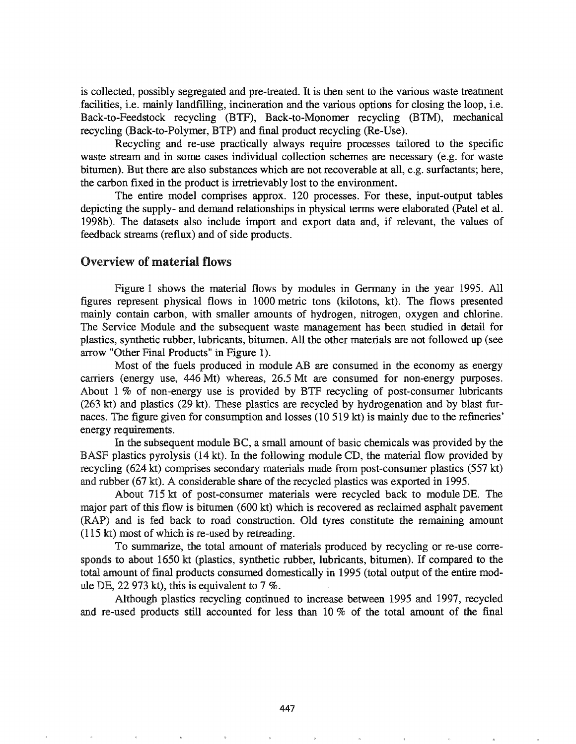is collected, possibly segregated and pre-treated. It is then sent to the various waste treatment facilities, i.e. mainly landfilling, incineration and the various options for closing the loop, i.e. Back-to-Feedstock recycling (BTF), Back-to-Monomer recycling (BTM), mechanical recycling (Back-to-Polymer, BTP) and final product recycling (Re-Use).

Recycling and re-use practically always require processes tailored to the specific waste stream and in some cases individual collection schemes are necessary (e.g. for waste bitumen). But there are also substances which are not recoverable at all, e.g. surfactants; here, the carbon fixed in the product is irretrievably lost to the environment.

The entire model comprises approx. 120 processes. For these, input-output tables depicting the supply- and demand relationships in physical terms were elaborated (Patel et al. 1998b). The datasets also include import and export data and, if relevant, the values of feedback streams (reflux) and of side products.

## Overview of material flows

Figure 1 shows the material flows by modules in Germany in the year 1995. All figures represent physical flows in 1000 metric tons (kilotons, kt). The flows presented mainly contain carbon, with smaller amounts of hydrogen, nitrogen, oxygen and chlorine. The Service Module and the subsequent waste management has been studied in detail for plastics, synthetic rubber, lubricants, bitumen. All the other materials are not followed up (see arrow "Other Final Products" in Figure 1).

Most of the fuels produced in module AB are consumed in the economy as energy carriers (energy use, 446 Mt) whereas, 26.5 Mt are consumed for non-energy purposes. About 1 % of non-energy use is provided by BTF recycling of post-consumer lubricants (263 kt) and plastics (29 kt). These plastics are recycled by hydrogenation and by blast furnaces. The figure given for consumption and losses (10 519 kt) is mainly due to the refineries' energy requirements.

In the subsequent module BC, a small amount of basic chemicals was provided by the BASF plastics pyrolysis (14 kt). In the following module CD, the material flow provided by recycling (624 kt) comprises secondary materials made from post-consumer plastics (557 kt) and rubber (67 kt). A considerable share of the recycled plastics was exported in 1995.

About 715 kt of post-consumer materials were recycled back to module DE. The major part of this flow is bitumen (600 kt) which is recovered as reclaimed asphalt pavement (RAP) and is fed back to road construction. Old tyres constitute the remaining amount (115 kt) most of which is re-used by retreading.

To summarize, the total amount of materials produced by recycling or re-use corresponds to about 1650 kt (plastics, synthetic rubber, lubricants, bitumen). If compared to the total amount of final products consumed domestically in 1995 (total output of the entire module DE, 22 973 kt), this is equivalent to 7 %.

Although plastics recycling continued to increase between 1995 and 1997, recycled and re-used products still accounted for less than 10 % of the total amount of the final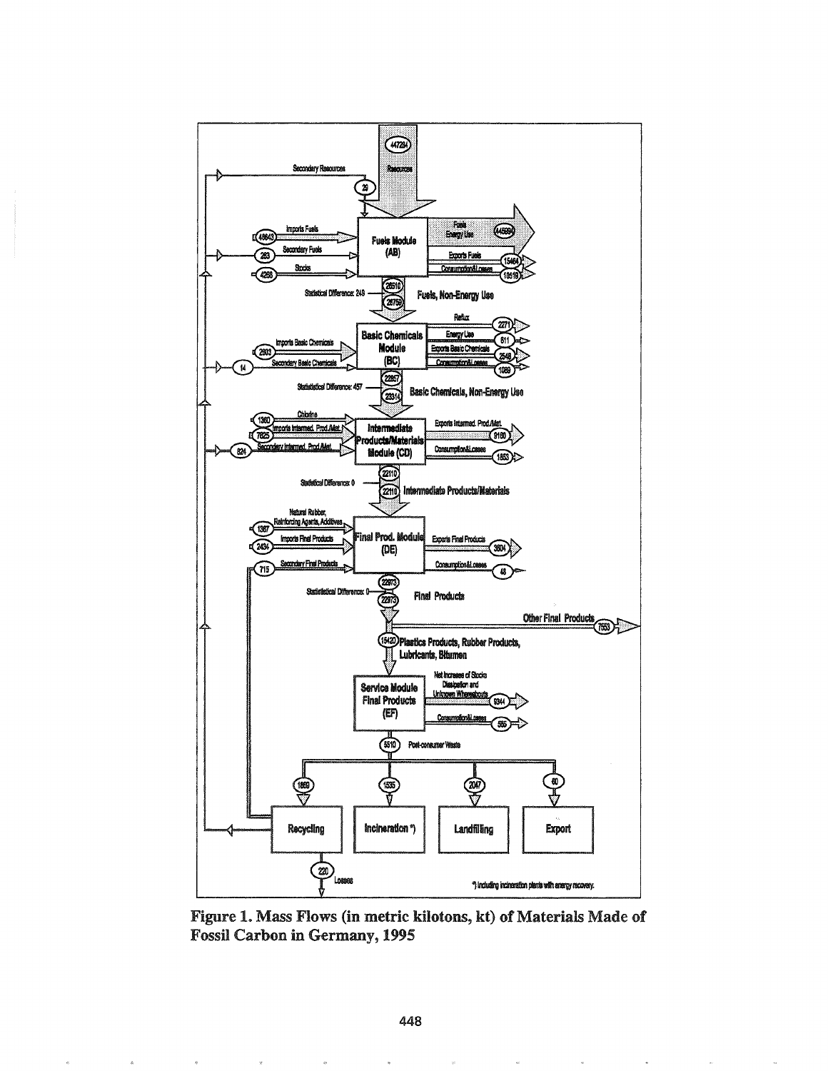**Figure 1. Mass Flows (in metric kilotons, kt) of Materials Made of Fossil Carbon in Germany, 1995**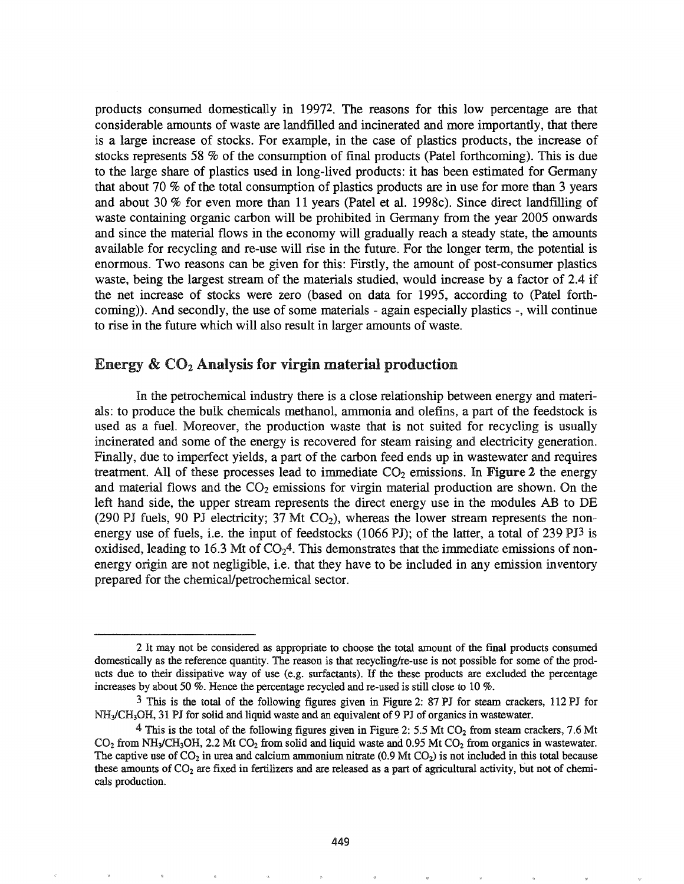products consumed domestically in 1997[2]. The reasons for this low percentage are that considerable amounts of waste are landfilled and incinerated and more importantly, that there is a large increase of stocks. For example, in the case of plastics products, the increase of stocks represents 58 % of the consumption of final products (Patel forthcoming). This is due to the large share of plastics used in long-lived products: it has been estimated for Germany that about 70 % of the total consumption of plastics products are in use for more than 3 years and about 30 % for even more than 11 years (Patel et al. 1998c). Since direct landfilling of waste containing organic carbon will be prohibited in Germany from the year 2005 onwards and since the material flows in the economy will gradually reach a steady state, the amounts available for recycling and re-use will rise in the future. For the longer term, the potential is enormous. Two reasons can be given for this: Firstly, the amount of post-consumer plastics waste, being the largest stream of the materials studied, would increase by a factor of 2.4 if the net increase of stocks were zero (based on data for 1995, according to (Patel forthcoming)). And secondly, the use of some materials - again especially plastics -, will continue to rise in the future which will also result in larger amounts of waste.

## Energy & $CO_2$ Analysis for virgin material production

In the petrochemical industry there is a close relationship between energy and materials: to produce the bulk chemicals methanol, ammonia and olefins, a part of the feedstock is used as a fuel. Moreover, the production waste that is not suited for recycling is usually incinerated and some of the energy is recovered for steam raising and electricity generation. Finally, due to imperfect yields, a part of the carbon feed ends up in wastewater and requires treatment. All of these processes lead to immediate $CO_2$ emissions. In **Figure 2** the energy and material flows and the $CO_2$ emissions for virgin material production are shown. On the left hand side, the upper stream represents the direct energy use in the modules AB to DE (290 PJ fuels, 90 PJ electricity; 37 Mt $CO_2$), whereas the lower stream represents the non-energy use of fuels, i.e. the input of feedstocks (1066 PJ); of the latter, a total of 239 PJ[3] is oxidised, leading to 16.3 Mt of $CO_2$[4]. This demonstrates that the immediate emissions of non-energy origin are not negligible, i.e. that they have to be included in any emission inventory prepared for the chemical/petrochemical sector.

---

2 It may not be considered as appropriate to choose the total amount of the final products consumed domestically as the reference quantity. The reason is that recycling/re-use is not possible for some of the products due to their dissipative way of use (e.g. surfactants). If the these products are excluded the percentage increases by about 50 %. Hence the percentage recycled and re-used is still close to 10 %.

3 This is the total of the following figures given in Figure 2: 87 PJ for steam crackers, 112 PJ for $NH_3/CH_3OH$, 31 PJ for solid and liquid waste and an equivalent of 9 PJ of organics in wastewater.

4 This is the total of the following figures given in Figure 2: 5.5 Mt $CO_2$ from steam crackers, 7.6 Mt $CO_2$ from $NH_3/CH_3OH$, 2.2 Mt $CO_2$ from solid and liquid waste and 0.95 Mt $CO_2$ from organics in wastewater. The captive use of $CO_2$ in urea and calcium ammonium nitrate (0.9 Mt $CO_2$) is not included in this total because these amounts of $CO_2$ are fixed in fertilizers and are released as a part of agricultural activity, but not of chemicals production.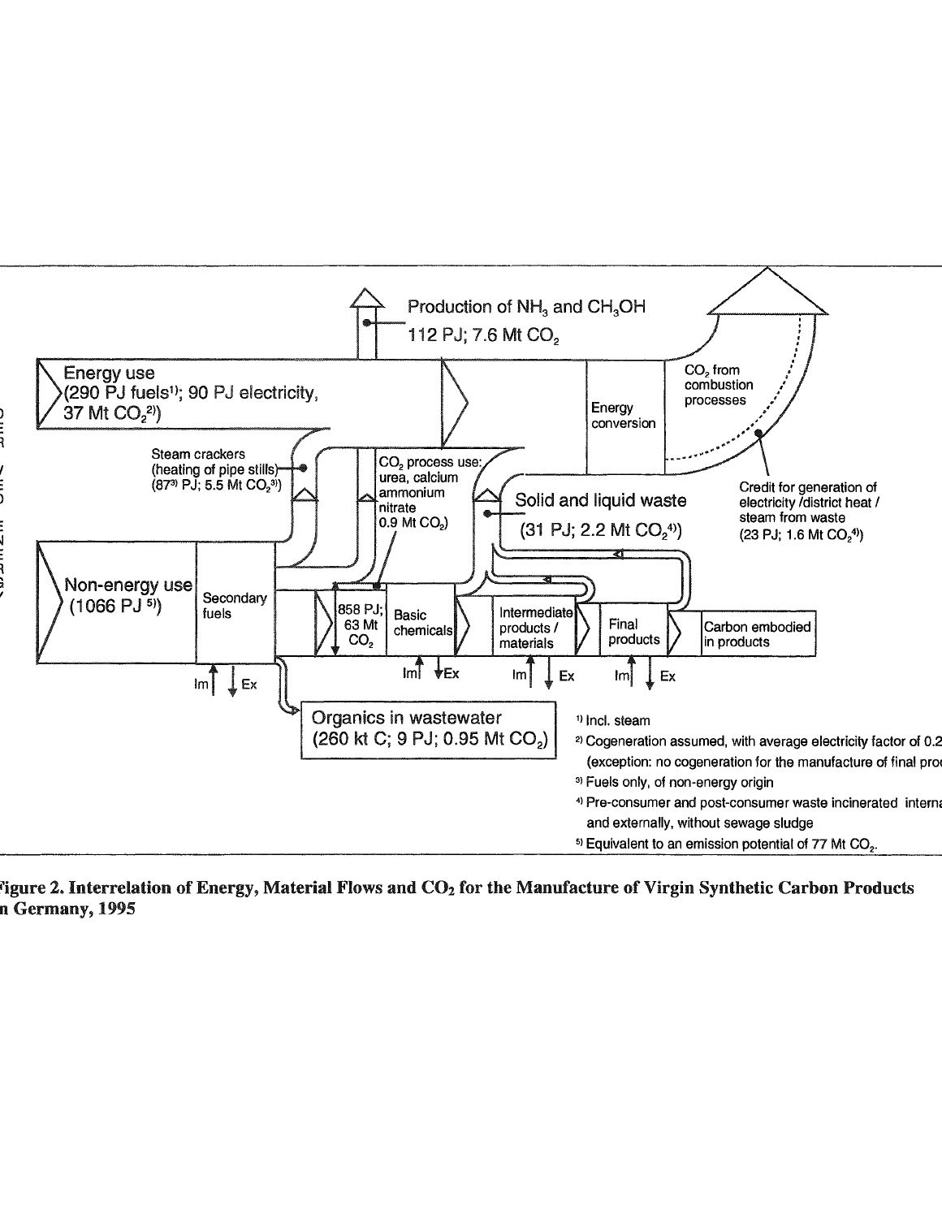Energy use
(290 PJ fuels[1]; 90 PJ electricity, 37 Mt $CO_2$[2])

Production of $NH_3$ and $CH_3OH$
112 PJ; 7.6 Mt $CO_2$

Energy conversion

$CO_2$ from combustion processes

Steam crackers (heating of pipe stills) (87[3] PJ; 5.5 Mt $CO_2$[3])

$CO_2$ process use: urea, calcium ammonium nitrate 0.9 Mt $CO_2$)

Solid and liquid waste
(31 PJ; 2.2 Mt $CO_2$[4])

Credit for generation of electricity /district heat / steam from waste
(23 PJ; 1.6 Mt $CO_2$[4])

Non-energy use
(1066 PJ [5])

Secondary fuels

858 PJ; 63 Mt $CO_2$

Basic chemicals

Intermediate products / materials

Final products

Carbon embodied in products

Im | Ex

Organics in wastewater
(260 kt C; 9 PJ; 0.95 Mt $CO_2$)

[1] Incl. steam

[2] Cogeneration assumed, with average electricity factor of 0.2 (exception: no cogeneration for the manufacture of final pro

[3] Fuels only, of non-energy origin

[4] Pre-consumer and post-consumer waste incinerated interna and externally, without sewage sludge

[5] Equivalent to an emission potential of 77 Mt $CO_2$.

**Figure 2. Interrelation of Energy, Material Flows and $CO_2$ for the Manufacture of Virgin Synthetic Carbon Products in Germany, 1995**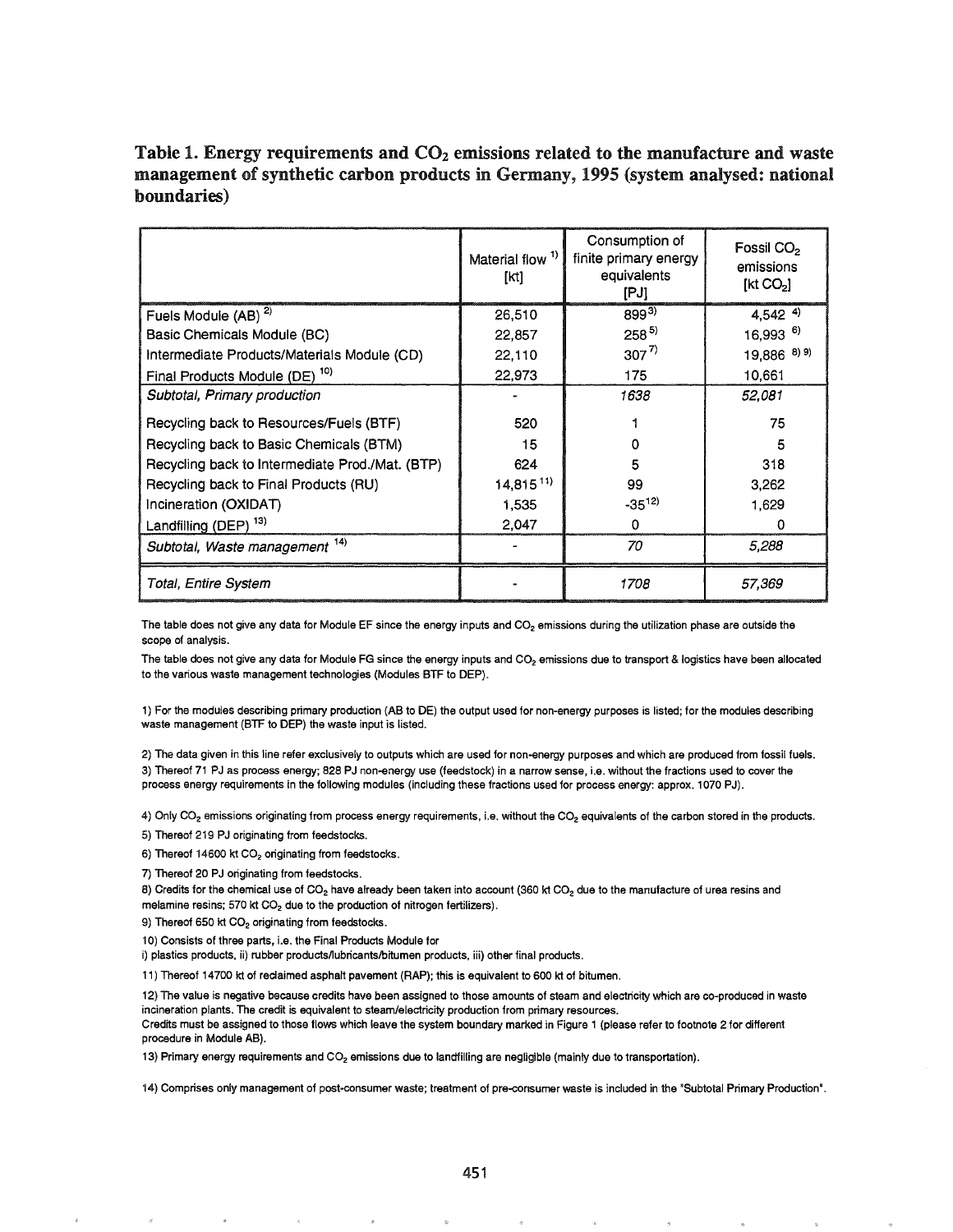**Table 1. Energy requirements and $CO_2$ emissions related to the manufacture and waste management of synthetic carbon products in Germany, 1995 (system analysed: national boundaries)**

| | Material flow [1] [kt] | Consumption of finite primary energy equivalents [PJ] | Fossil $CO_2$ emissions [kt $CO_2$] |
|---|---|---|---|
| Fuels Module (AB) [2] | 26,510 | 899 [3] | 4,542 [4] |
| Basic Chemicals Module (BC) | 22,857 | 258 [5] | 16,993 [6] |
| Intermediate Products/Materials Module (CD) | 22,110 | 307 [7] | 19,886 [8] [9] |
| Final Products Module (DE) [10] | 22,973 | 175 | 10,661 |
| *Subtotal, Primary production* | - | *1638* | *52,081* |
| Recycling back to Resources/Fuels (BTF) | 520 | 1 | 75 |
| Recycling back to Basic Chemicals (BTM) | 15 | 0 | 5 |
| Recycling back to Intermediate Prod./Mat. (BTP) | 624 | 5 | 318 |
| Recycling back to Final Products (RU) | 14,815 [11] | 99 | 3,262 |
| Incineration (OXIDAT) | 1,535 | -35 [12] | 1,629 |
| Landfilling (DEP) [13] | 2,047 | 0 | 0 |
| *Subtotal, Waste management* [14] | - | *70* | *5,288* |
| *Total, Entire System* | - | *1708* | *57,369* |

The table does not give any data for Module EF since the energy inputs and $CO_2$ emissions during the utilization phase are outside the scope of analysis.

The table does not give any data for Module FG since the energy inputs and $CO_2$ emissions due to transport & logistics have been allocated to the various waste management technologies (Modules BTF to DEP).

1) For the modules describing primary production (AB to DE) the output used for non-energy purposes is listed; for the modules describing waste management (BTF to DEP) the waste input is listed.

2) The data given in this line refer exclusively to outputs which are used for non-energy purposes and which are produced from fossil fuels.

3) Thereof 71 PJ as process energy; 828 PJ non-energy use (feedstock) in a narrow sense, i.e. without the fractions used to cover the process energy requirements in the following modules (including these fractions used for process energy: approx. 1070 PJ).

4) Only $CO_2$ emissions originating from process energy requirements, i.e. without the $CO_2$ equivalents of the carbon stored in the products.

5) Thereof 219 PJ originating from feedstocks.

6) Thereof 14600 kt $CO_2$ originating from feedstocks.

7) Thereof 20 PJ originating from feedstocks.

8) Credits for the chemical use of $CO_2$ have already been taken into account (360 kt $CO_2$ due to the manufacture of urea resins and melamine resins; 570 kt $CO_2$ due to the production of nitrogen fertilizers).

9) Thereof 650 kt $CO_2$ originating from feedstocks.

10) Consists of three parts, i.e. the Final Products Module for i) plastics products, ii) rubber products/lubricants/bitumen products, iii) other final products.

11) Thereof 14700 kt of reclaimed asphalt pavement (RAP); this is equivalent to 600 kt of bitumen.

12) The value is negative because credits have been assigned to those amounts of steam and electricity which are co-produced in waste incineration plants. The credit is equivalent to steam/electricity production from primary resources.
Credits must be assigned to those flows which leave the system boundary marked in Figure 1 (please refer to footnote 2 for different procedure in Module AB).

13) Primary energy requirements and $CO_2$ emissions due to landfilling are negligible (mainly due to transportation).

14) Comprises only management of post-consumer waste; treatment of pre-consumer waste is included in the "Subtotal Primary Production".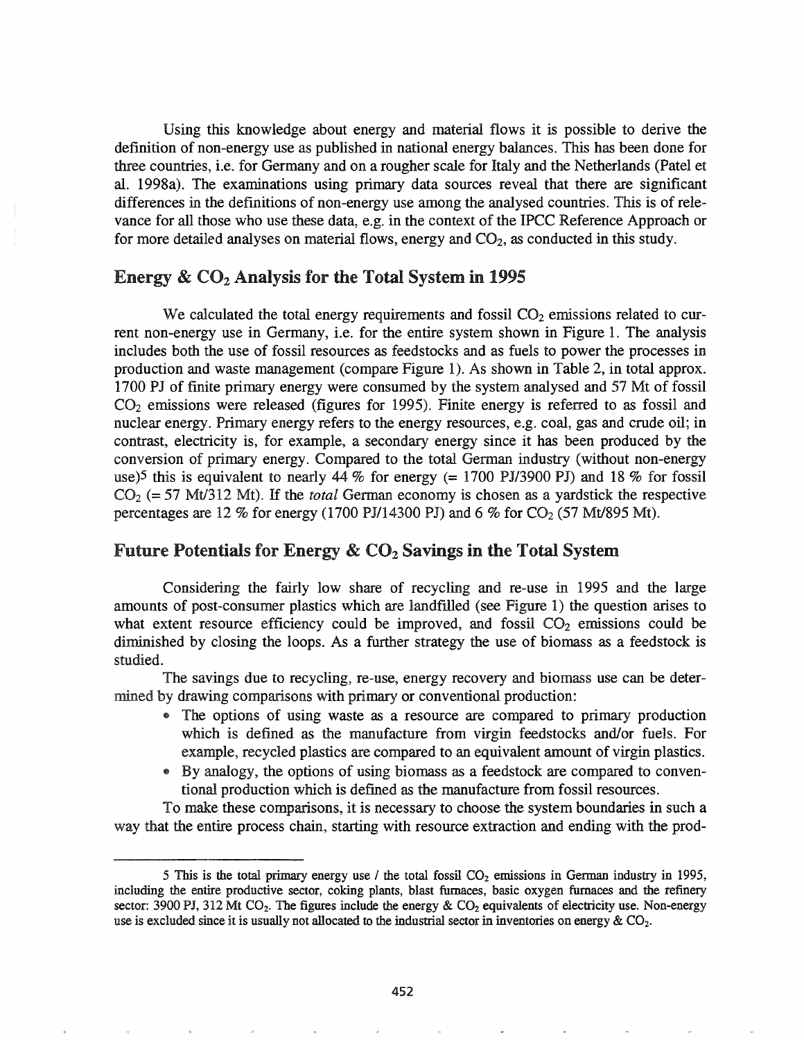Using this knowledge about energy and material flows it is possible to derive the definition of non-energy use as published in national energy balances. This has been done for three countries, i.e. for Germany and on a rougher scale for Italy and the Netherlands (Patel et al. 1998a). The examinations using primary data sources reveal that there are significant differences in the definitions of non-energy use among the analysed countries. This is of relevance for all those who use these data, e.g. in the context of the IPCC Reference Approach or for more detailed analyses on material flows, energy and $CO_2$, as conducted in this study.

## Energy & $CO_2$ Analysis for the Total System in 1995

We calculated the total energy requirements and fossil $CO_2$ emissions related to current non-energy use in Germany, i.e. for the entire system shown in Figure 1. The analysis includes both the use of fossil resources as feedstocks and as fuels to power the processes in production and waste management (compare Figure 1). As shown in Table 2, in total approx. 1700 PJ of finite primary energy were consumed by the system analysed and 57 Mt of fossil $CO_2$ emissions were released (figures for 1995). Finite energy is referred to as fossil and nuclear energy. Primary energy refers to the energy resources, e.g. coal, gas and crude oil; in contrast, electricity is, for example, a secondary energy since it has been produced by the conversion of primary energy. Compared to the total German industry (without non-energy use)[5] this is equivalent to nearly 44 % for energy (= 1700 PJ/3900 PJ) and 18 % for fossil $CO_2$ (= 57 Mt/312 Mt). If the *total* German economy is chosen as a yardstick the respective percentages are 12 % for energy (1700 PJ/14300 PJ) and 6 % for $CO_2$ (57 Mt/895 Mt).

## Future Potentials for Energy & $CO_2$ Savings in the Total System

Considering the fairly low share of recycling and re-use in 1995 and the large amounts of post-consumer plastics which are landfilled (see Figure 1) the question arises to what extent resource efficiency could be improved, and fossil $CO_2$ emissions could be diminished by closing the loops. As a further strategy the use of biomass as a feedstock is studied.

The savings due to recycling, re-use, energy recovery and biomass use can be determined by drawing comparisons with primary or conventional production:

- The options of using waste as a resource are compared to primary production which is defined as the manufacture from virgin feedstocks and/or fuels. For example, recycled plastics are compared to an equivalent amount of virgin plastics.
- By analogy, the options of using biomass as a feedstock are compared to conventional production which is defined as the manufacture from fossil resources.

To make these comparisons, it is necessary to choose the system boundaries in such a way that the entire process chain, starting with resource extraction and ending with the prod-

---

[5] This is the total primary energy use / the total fossil $CO_2$ emissions in German industry in 1995, including the entire productive sector, coking plants, blast furnaces, basic oxygen furnaces and the refinery sector: 3900 PJ, 312 Mt $CO_2$. The figures include the energy & $CO_2$ equivalents of electricity use. Non-energy use is excluded since it is usually not allocated to the industrial sector in inventories on energy & $CO_2$.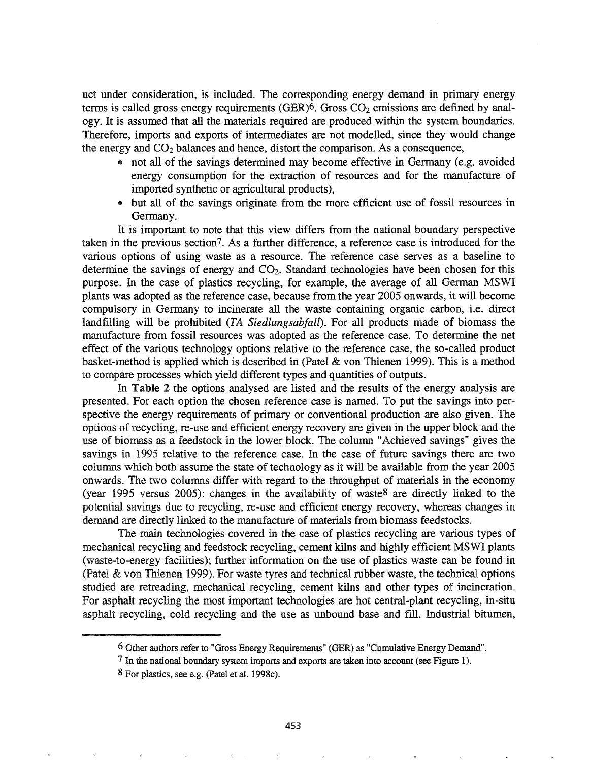uct under consideration, is included. The corresponding energy demand in primary energy terms is called gross energy requirements (GER)[6]. Gross $CO_2$ emissions are defined by analogy. It is assumed that all the materials required are produced within the system boundaries. Therefore, imports and exports of intermediates are not modelled, since they would change the energy and $CO_2$ balances and hence, distort the comparison. As a consequence,

- not all of the savings determined may become effective in Germany (e.g. avoided energy consumption for the extraction of resources and for the manufacture of imported synthetic or agricultural products),
- but all of the savings originate from the more efficient use of fossil resources in Germany.

It is important to note that this view differs from the national boundary perspective taken in the previous section[7]. As a further difference, a reference case is introduced for the various options of using waste as a resource. The reference case serves as a baseline to determine the savings of energy and $CO_2$. Standard technologies have been chosen for this purpose. In the case of plastics recycling, for example, the average of all German MSWI plants was adopted as the reference case, because from the year 2005 onwards, it will become compulsory in Germany to incinerate all the waste containing organic carbon, i.e. direct landfilling will be prohibited (*TA Siedlungsabfall*). For all products made of biomass the manufacture from fossil resources was adopted as the reference case. To determine the net effect of the various technology options relative to the reference case, the so-called product basket-method is applied which is described in (Patel & von Thienen 1999). This is a method to compare processes which yield different types and quantities of outputs.

In **Table 2** the options analysed are listed and the results of the energy analysis are presented. For each option the chosen reference case is named. To put the savings into perspective the energy requirements of primary or conventional production are also given. The options of recycling, re-use and efficient energy recovery are given in the upper block and the use of biomass as a feedstock in the lower block. The column "Achieved savings" gives the savings in 1995 relative to the reference case. In the case of future savings there are two columns which both assume the state of technology as it will be available from the year 2005 onwards. The two columns differ with regard to the throughput of materials in the economy (year 1995 versus 2005): changes in the availability of waste[8] are directly linked to the potential savings due to recycling, re-use and efficient energy recovery, whereas changes in demand are directly linked to the manufacture of materials from biomass feedstocks.

The main technologies covered in the case of plastics recycling are various types of mechanical recycling and feedstock recycling, cement kilns and highly efficient MSWI plants (waste-to-energy facilities); further information on the use of plastics waste can be found in (Patel & von Thienen 1999). For waste tyres and technical rubber waste, the technical options studied are retreading, mechanical recycling, cement kilns and other types of incineration. For asphalt recycling the most important technologies are hot central-plant recycling, in-situ asphalt recycling, cold recycling and the use as unbound base and fill. Industrial bitumen,

---

[6] Other authors refer to "Gross Energy Requirements" (GER) as "Cumulative Energy Demand".

[7] In the national boundary system imports and exports are taken into account (see Figure 1).

[8] For plastics, see e.g. (Patel et al. 1998c).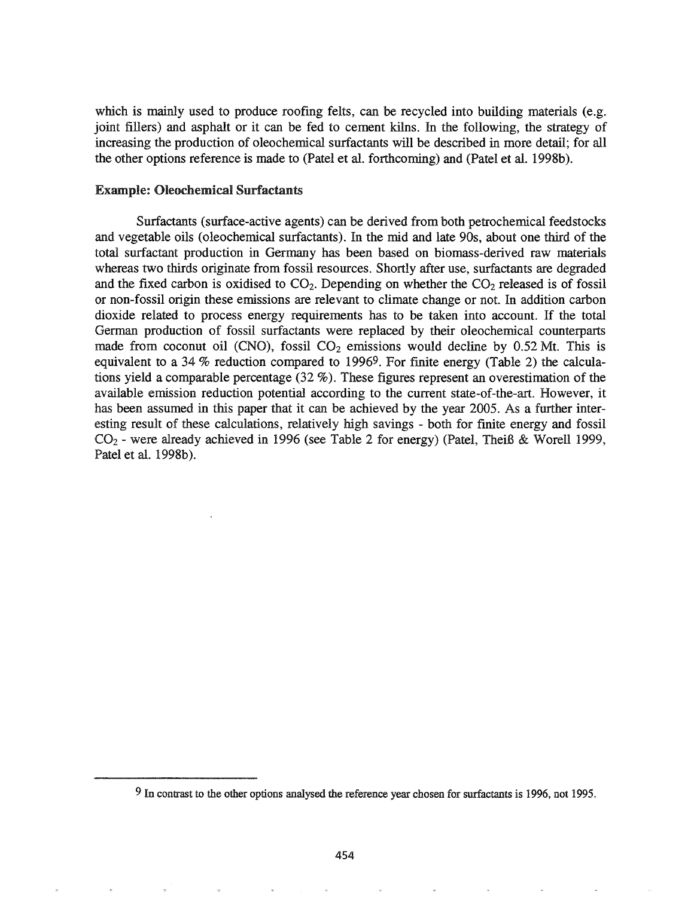which is mainly used to produce roofing felts, can be recycled into building materials (e.g. joint fillers) and asphalt or it can be fed to cement kilns. In the following, the strategy of increasing the production of oleochemical surfactants will be described in more detail; for all the other options reference is made to (Patel et al. forthcoming) and (Patel et al. 1998b).

### Example: Oleochemical Surfactants

Surfactants (surface-active agents) can be derived from both petrochemical feedstocks and vegetable oils (oleochemical surfactants). In the mid and late 90s, about one third of the total surfactant production in Germany has been based on biomass-derived raw materials whereas two thirds originate from fossil resources. Shortly after use, surfactants are degraded and the fixed carbon is oxidised to $CO_2$. Depending on whether the $CO_2$ released is of fossil or non-fossil origin these emissions are relevant to climate change or not. In addition carbon dioxide related to process energy requirements has to be taken into account. If the total German production of fossil surfactants were replaced by their oleochemical counterparts made from coconut oil (CNO), fossil $CO_2$ emissions would decline by 0.52 Mt. This is equivalent to a 34 % reduction compared to 1996[9]. For finite energy (Table 2) the calculations yield a comparable percentage (32 %). These figures represent an overestimation of the available emission reduction potential according to the current state-of-the-art. However, it has been assumed in this paper that it can be achieved by the year 2005. As a further interesting result of these calculations, relatively high savings - both for finite energy and fossil $CO_2$ - were already achieved in 1996 (see Table 2 for energy) (Patel, Theiß & Worell 1999, Patel et al. 1998b).

---

[9] In contrast to the other options analysed the reference year chosen for surfactants is 1996, not 1995.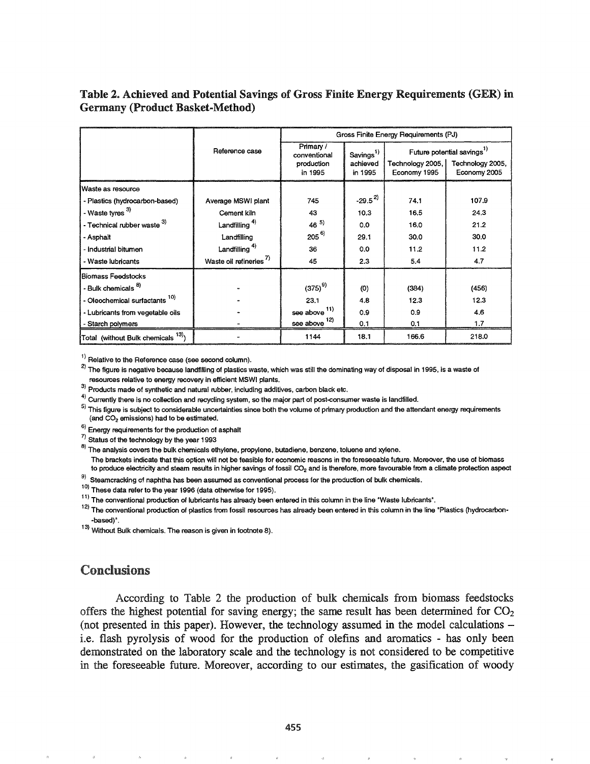**Table 2. Achieved and Potential Savings of Gross Finite Energy Requirements (GER) in Germany (Product Basket-Method)**

| | Reference case | Gross Finite Energy Requirements (PJ) | | | |
|---|---|---|---|---|---|
| | | Primary / conventional production in 1995 | Savings[1] achieved in 1995 | Future potential savings[1] Technology 2005, Economy 1995 | Technology 2005, Economy 2005 |
| **Waste as resource** | | | | | |
| - Plastics (hydrocarbon-based) | Average MSWI plant | 745 | -29.5[2] | 74.1 | 107.9 |
| - Waste tyres[3] | Cement kiln | 43 | 10.3 | 16.5 | 24.3 |
| - Technical rubber waste[3] | Landfilling[4] | 46[5] | 0.0 | 16.0 | 21.2 |
| - Asphalt | Landfilling | 205[6] | 29.1 | 30.0 | 30.0 |
| - Industrial bitumen | Landfilling[4] | 36 | 0.0 | 11.2 | 11.2 |
| - Waste lubricants | Waste oil refineries[7] | 45 | 2.3 | 5.4 | 4.7 |
| **Biomass Feedstocks** | | | | | |
| - Bulk chemicals[8] | - | (375)[9] | (0) | (384) | (456) |
| - Oleochemical surfactants[10] | - | 23.1 | 4.8 | 12.3 | 12.3 |
| - Lubricants from vegetable oils | - | see above[11] | 0.9 | 0.9 | 4.6 |
| - Starch polymers | - | see above[12] | 0.1 | 0.1 | 1.7 |
| Total (without Bulk chemicals[13]) | - | 1144 | 18.1 | 166.6 | 218.0 |

[1] Relative to the Reference case (see second column).

[2] The figure is negative because landfilling of plastics waste, which was still the dominating way of disposal in 1995, is a waste of resources relative to energy recovery in efficient MSWI plants.

[3] Products made of synthetic and natural rubber, including additives, carbon black etc.

[4] Currently there is no collection and recycling system, so the major part of post-consumer waste is landfilled.

[5] This figure is subject to considerable uncertainties since both the volume of primary production and the attendant energy requirements (and $CO_2$ emissions) had to be estimated.

[6] Energy requirements for the production of asphalt

[7] Status of the technology by the year 1993

[8] The analysis covers the bulk chemicals ethylene, propylene, butadiene, benzene, toluene and xylene. The brackets indicate that this option will not be feasible for economic reasons in the foreseeable future. Moreover, the use of biomass to produce electricity and steam results in higher savings of fossil $CO_2$ and is therefore, more favourable from a climate protection aspect

[9] Steamcracking of naphtha has been assumed as conventional process for the production of bulk chemicals.

[10] These data refer to the year 1996 (data otherwise for 1995).

[11] The conventional production of lubricants has already been entered in this column in the line "Waste lubricants".

[12] The conventional production of plastics from fossil resources has already been entered in this column in the line "Plastics (hydrocarbon-based)".

[13] Without Bulk chemicals. The reason is given in footnote 8).

## Conclusions

According to Table 2 the production of bulk chemicals from biomass feedstocks offers the highest potential for saving energy; the same result has been determined for $CO_2$ (not presented in this paper). However, the technology assumed in the model calculations – i.e. flash pyrolysis of wood for the production of olefins and aromatics - has only been demonstrated on the laboratory scale and the technology is not considered to be competitive in the foreseeable future. Moreover, according to our estimates, the gasification of woody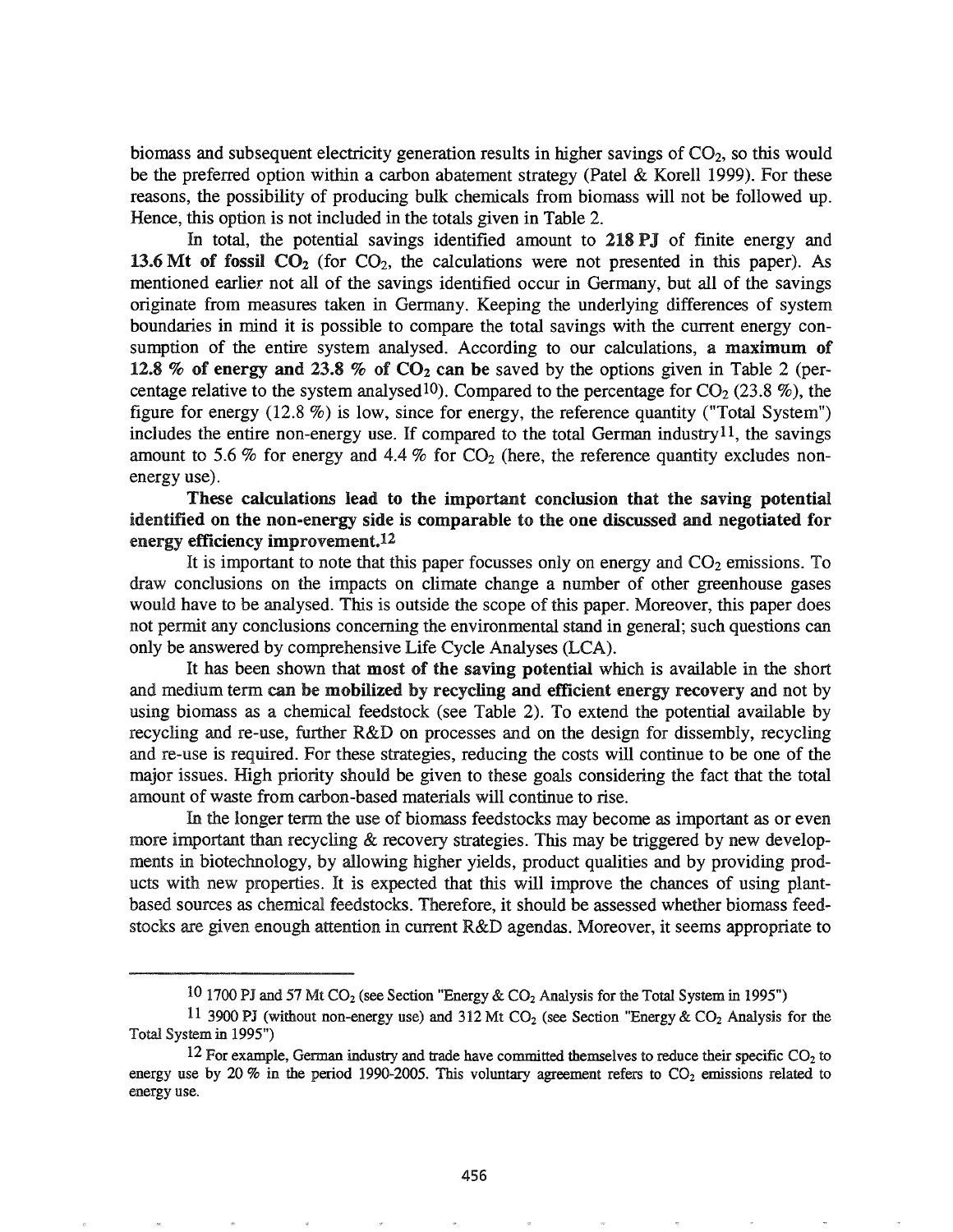biomass and subsequent electricity generation results in higher savings of $CO_2$, so this would be the preferred option within a carbon abatement strategy (Patel & Korell 1999). For these reasons, the possibility of producing bulk chemicals from biomass will not be followed up. Hence, this option is not included in the totals given in Table 2.

In total, the potential savings identified amount to **218 PJ** of finite energy and **13.6 Mt of fossil $CO_2$** (for $CO_2$, the calculations were not presented in this paper). As mentioned earlier not all of the savings identified occur in Germany, but all of the savings originate from measures taken in Germany. Keeping the underlying differences of system boundaries in mind it is possible to compare the total savings with the current energy consumption of the entire system analysed. According to our calculations, **a maximum of 12.8 % of energy and 23.8 % of $CO_2$ can be** saved by the options given in Table 2 (percentage relative to the system analysed[10]). Compared to the percentage for $CO_2$ (23.8 %), the figure for energy (12.8 %) is low, since for energy, the reference quantity ("Total System") includes the entire non-energy use. If compared to the total German industry[11], the savings amount to 5.6 % for energy and 4.4 % for $CO_2$ (here, the reference quantity excludes non-energy use).

**These calculations lead to the important conclusion that the saving potential identified on the non-energy side is comparable to the one discussed and negotiated for energy efficiency improvement.**[12]

It is important to note that this paper focusses only on energy and $CO_2$ emissions. To draw conclusions on the impacts on climate change a number of other greenhouse gases would have to be analysed. This is outside the scope of this paper. Moreover, this paper does not permit any conclusions concerning the environmental stand in general; such questions can only be answered by comprehensive Life Cycle Analyses (LCA).

It has been shown that **most of the saving potential** which is available in the short and medium term **can be mobilized by recycling and efficient energy recovery** and not by using biomass as a chemical feedstock (see Table 2). To extend the potential available by recycling and re-use, further R&D on processes and on the design for dissembly, recycling and re-use is required. For these strategies, reducing the costs will continue to be one of the major issues. High priority should be given to these goals considering the fact that the total amount of waste from carbon-based materials will continue to rise.

In the longer term the use of biomass feedstocks may become as important as or even more important than recycling & recovery strategies. This may be triggered by new developments in biotechnology, by allowing higher yields, product qualities and by providing products with new properties. It is expected that this will improve the chances of using plant-based sources as chemical feedstocks. Therefore, it should be assessed whether biomass feedstocks are given enough attention in current R&D agendas. Moreover, it seems appropriate to

---

[10] 1700 PJ and 57 Mt $CO_2$ (see Section "Energy & $CO_2$ Analysis for the Total System in 1995")

[11] 3900 PJ (without non-energy use) and 312 Mt $CO_2$ (see Section "Energy & $CO_2$ Analysis for the Total System in 1995")

[12] For example, German industry and trade have committed themselves to reduce their specific $CO_2$ to energy use by 20 % in the period 1990-2005. This voluntary agreement refers to $CO_2$ emissions related to energy use.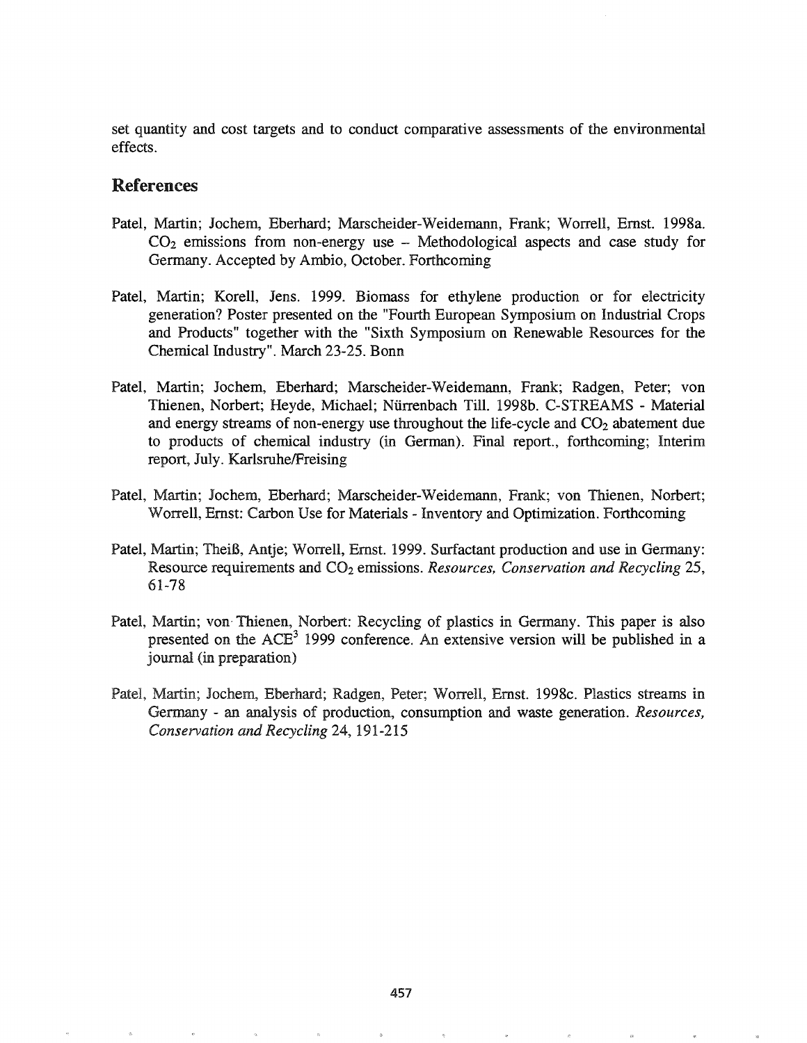set quantity and cost targets and to conduct comparative assessments of the environmental effects.

## References

Patel, Martin; Jochem, Eberhard; Marscheider-Weidemann, Frank; Worrell, Ernst. 1998a. $CO_2$ emissions from non-energy use – Methodological aspects and case study for Germany. Accepted by Ambio, October. Forthcoming

Patel, Martin; Korell, Jens. 1999. Biomass for ethylene production or for electricity generation? Poster presented on the "Fourth European Symposium on Industrial Crops and Products" together with the "Sixth Symposium on Renewable Resources for the Chemical Industry". March 23-25. Bonn

Patel, Martin; Jochem, Eberhard; Marscheider-Weidemann, Frank; Radgen, Peter; von Thienen, Norbert; Heyde, Michael; Nürrenbach Till. 1998b. C-STREAMS - Material and energy streams of non-energy use throughout the life-cycle and $CO_2$ abatement due to products of chemical industry (in German). Final report., forthcoming; Interim report, July. Karlsruhe/Freising

Patel, Martin; Jochem, Eberhard; Marscheider-Weidemann, Frank; von Thienen, Norbert; Worrell, Ernst: Carbon Use for Materials - Inventory and Optimization. Forthcoming

Patel, Martin; Theiß, Antje; Worrell, Ernst. 1999. Surfactant production and use in Germany: Resource requirements and $CO_2$ emissions. *Resources, Conservation and Recycling* 25, 61-78

Patel, Martin; von Thienen, Norbert: Recycling of plastics in Germany. This paper is also presented on the $ACE^3$ 1999 conference. An extensive version will be published in a journal (in preparation)

Patel, Martin; Jochem, Eberhard; Radgen, Peter; Worrell, Ernst. 1998c. Plastics streams in Germany - an analysis of production, consumption and waste generation. *Resources, Conservation and Recycling* 24, 191-215